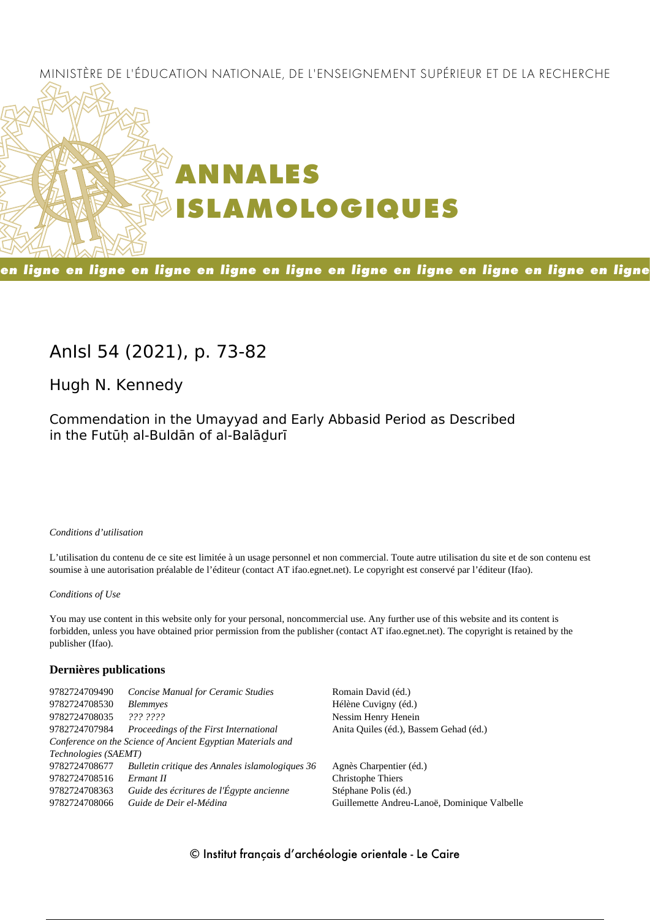MINISTÈRE DE L'ÉDUCATION NATIONALE, DE L'ENSEIGNEMENT SUPÉRIEUR ET DE LA RECHERCHE

# ANNALES ISLAMOLOGIQUES

**en ligne en ligne en ligne en ligne en ligne en ligne en ligne en ligne en ligne en ligne**

## AnIsl 54 (2021), p. 73-82

### Hugh N. Kennedy

### Commendation in the Umayyad and Early Abbasid Period as Described in the Futūḥ al-Buldān of al-Balāḏurī

*Conditions d'utilisation*

L'utilisation du contenu de ce site est limitée à un usage personnel et non commercial. Toute autre utilisation du site et de son contenu est soumise à une autorisation préalable de l'éditeur (contact AT ifao.egnet.net). Le copyright est conservé par l'éditeur (Ifao).

*Conditions of Use*

You may use content in this website only for your personal, noncommercial use. Any further use of this website and its content is forbidden, unless you have obtained prior permission from the publisher (contact AT ifao.egnet.net). The copyright is retained by the publisher (Ifao).

**Dernières publications**

| | | |
|---|---|---|
| 9782724709490 | *Concise Manual for Ceramic Studies* | Romain David (éd.) |
| 9782724708530 | *Blemmyes* | Hélène Cuvigny (éd.) |
| 9782724708035 | *??? ????* | Nessim Henry Henein |
| 9782724707984 | *Proceedings of the First International Conference on the Science of Ancient Egyptian Materials and Technologies (SAEMT)* | Anita Quiles (éd.), Bassem Gehad (éd.) |
| 9782724708677 | *Bulletin critique des Annales islamologiques 36* | Agnès Charpentier (éd.) |
| 9782724708516 | *Ermant II* | Christophe Thiers |
| 9782724708363 | *Guide des écritures de l'Égypte ancienne* | Stéphane Polis (éd.) |
| 9782724708066 | *Guide de Deir el-Médina* | Guillemette Andreu-Lanoë, Dominique Valbelle |

© Institut français d'archéologie orientale - Le Caire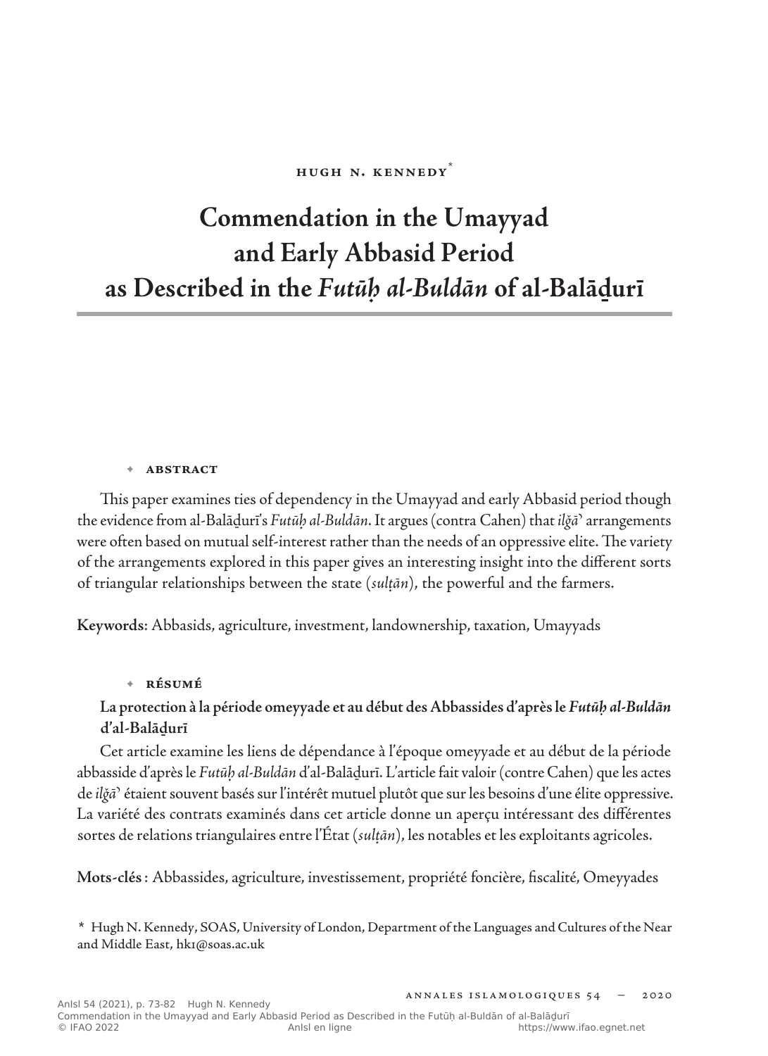Hugh N. Kennedy*

# Commendation in the Umayyad and Early Abbasid Period as Described in the *Futūḥ al-Buldān* of al-Balāḏurī

## Abstract

This paper examines ties of dependency in the Umayyad and early Abbasid period though the evidence from al-Balāḏurī's *Futūḥ al-Buldān*. It argues (contra Cahen) that *ilǧā*ʾ arrangements were often based on mutual self-interest rather than the needs of an oppressive elite. The variety of the arrangements explored in this paper gives an interesting insight into the different sorts of triangular relationships between the state (*sulṭān*), the powerful and the farmers.

**Keywords**: Abbasids, agriculture, investment, landownership, taxation, Umayyads

## Résumé

**La protection à la période omeyyade et au début des Abbassides d'après le *Futūḥ al-Buldān* d'al-Balāḏurī**

Cet article examine les liens de dépendance à l'époque omeyyade et au début de la période abbasside d'après le *Futūḥ al-Buldān* d'al-Balāḏurī. L'article fait valoir (contre Cahen) que les actes de *ilǧā*ʾ étaient souvent basés sur l'intérêt mutuel plutôt que sur les besoins d'une élite oppressive. La variété des contrats examinés dans cet article donne un aperçu intéressant des différentes sortes de relations triangulaires entre l'État (*sulṭān*), les notables et les exploitants agricoles.

**Mots-clés** : Abbassides, agriculture, investissement, propriété foncière, fiscalité, Omeyyades

\* Hugh N. Kennedy, SOAS, University of London, Department of the Languages and Cultures of the Near and Middle East, hk1@soas.ac.uk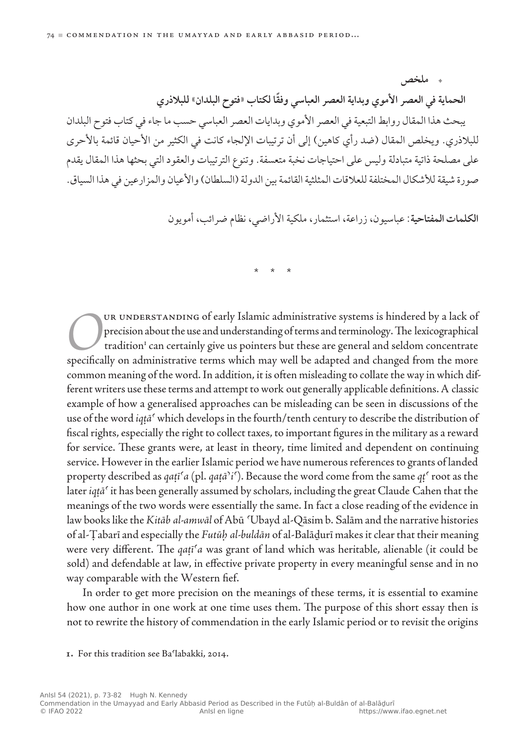## ملخص

**الحماية في العصر الأموي وبداية العصر العباسي وفقًا لكتاب «فتوح البلدان» للبلاذري**

يبحث هذا المقال روابط التبعية في العصر الأموي وبدايات العصر العباسي حسب ما جاء في كتاب فتوح البلدان للبلاذري. ويخلص المقال (ضد رأي كاهين) إلى أن ترتيبات الإلجاء كانت في الكثير من الأحيان قائمة بالأحرى على مصلحة ذاتية متبادلة وليس على احتياجات نخبة متعسفة. وتنوع الترتيبات والعقود التي بحثها هذا المقال يقدم صورة شيقة للأشكال المختلفة للعلاقات المثلثية القائمة بين الدولة (السلطان) والأعيان والمزارعين في هذا السياق.

**الكلمات المفتاحية**: عباسيون، زراعة، استثمار، ملكية الأراضي، نظام ضرائب، أمويون

\* \* \*

Our understanding of early Islamic administrative systems is hindered by a lack of precision about the use and understanding of terms and terminology. The lexicographical tradition[1] can certainly give us pointers but these are general and seldom concentrate specifically on administrative terms which may well be adapted and changed from the more common meaning of the word. In addition, it is often misleading to collate the way in which different writers use these terms and attempt to work out generally applicable definitions. A classic example of how a generalised approaches can be misleading can be seen in discussions of the use of the word *iqṭāʿ* which develops in the fourth/tenth century to describe the distribution of fiscal rights, especially the right to collect taxes, to important figures in the military as a reward for service. These grants were, at least in theory, time limited and dependent on continuing service. However in the earlier Islamic period we have numerous references to grants of landed property described as *qaṭīʿa* (pl. *qaṭāʾiʿ*). Because the word come from the same *qṭʿ* root as the later *iqṭāʿ* it has been generally assumed by scholars, including the great Claude Cahen that the meanings of the two words were essentially the same. In fact a close reading of the evidence in law books like the *Kitāb al-amwāl* of Abū ʿUbayd al-Qāsim b. Salām and the narrative histories of al-Ṭabarī and especially the *Futūḥ al-buldān* of al-Balāḏurī makes it clear that their meaning were very different. The *qaṭīʿa* was grant of land which was heritable, alienable (it could be sold) and defendable at law, in effective private property in every meaningful sense and in no way comparable with the Western fief.

In order to get more precision on the meanings of these terms, it is essential to examine how one author in one work at one time uses them. The purpose of this short essay then is not to rewrite the history of commendation in the early Islamic period or to revisit the origins

1. For this tradition see Baʿlabakki, 2014.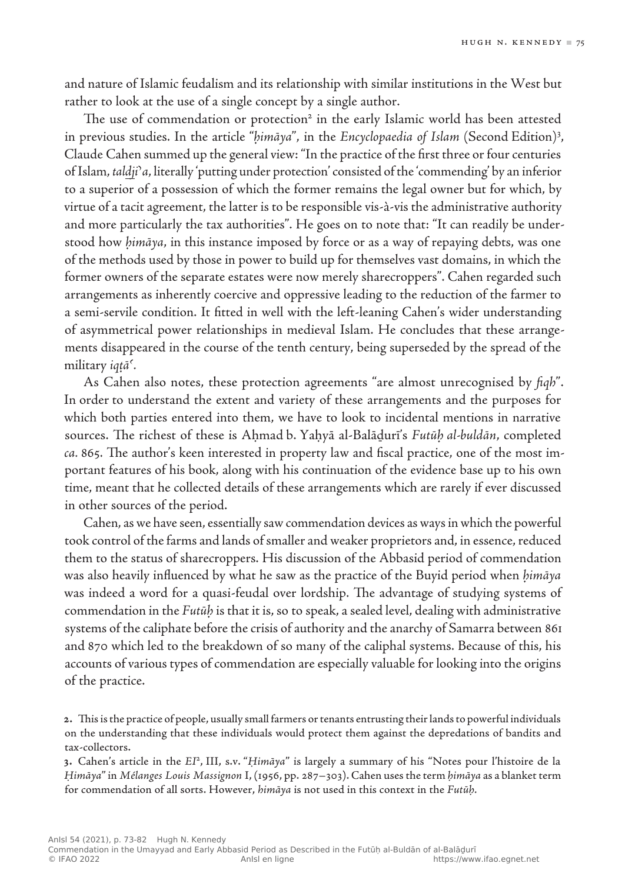and nature of Islamic feudalism and its relationship with similar institutions in the West but rather to look at the use of a single concept by a single author.

The use of commendation or protection[2] in the early Islamic world has been attested in previous studies. In the article "*ḥimāya*", in the *Encyclopaedia of Islam* (Second Edition)[3], Claude Cahen summed up the general view: "In the practice of the first three or four centuries of Islam, *taldji'a*, literally 'putting under protection' consisted of the 'commending' by an inferior to a superior of a possession of which the former remains the legal owner but for which, by virtue of a tacit agreement, the latter is to be responsible vis-à-vis the administrative authority and more particularly the tax authorities". He goes on to note that: "It can readily be understood how *ḥimāya*, in this instance imposed by force or as a way of repaying debts, was one of the methods used by those in power to build up for themselves vast domains, in which the former owners of the separate estates were now merely sharecroppers". Cahen regarded such arrangements as inherently coercive and oppressive leading to the reduction of the farmer to a semi-servile condition. It fitted in well with the left-leaning Cahen's wider understanding of asymmetrical power relationships in medieval Islam. He concludes that these arrangements disappeared in the course of the tenth century, being superseded by the spread of the military *iqṭā'*.

As Cahen also notes, these protection agreements "are almost unrecognised by *fiqh*". In order to understand the extent and variety of these arrangements and the purposes for which both parties entered into them, we have to look to incidental mentions in narrative sources. The richest of these is Aḥmad b. Yaḥyā al-Balāḏurī's *Futūḥ al-buldān*, completed *ca.* 865. The author's keen interested in property law and fiscal practice, one of the most important features of his book, along with his continuation of the evidence base up to his own time, meant that he collected details of these arrangements which are rarely if ever discussed in other sources of the period.

Cahen, as we have seen, essentially saw commendation devices as ways in which the powerful took control of the farms and lands of smaller and weaker proprietors and, in essence, reduced them to the status of sharecroppers. His discussion of the Abbasid period of commendation was also heavily influenced by what he saw as the practice of the Buyid period when *ḥimāya* was indeed a word for a quasi-feudal over lordship. The advantage of studying systems of commendation in the *Futūḥ* is that it is, so to speak, a sealed level, dealing with administrative systems of the caliphate before the crisis of authority and the anarchy of Samarra between 861 and 870 which led to the breakdown of so many of the caliphal systems. Because of this, his accounts of various types of commendation are especially valuable for looking into the origins of the practice.

2. This is the practice of people, usually small farmers or tenants entrusting their lands to powerful individuals on the understanding that these individuals would protect them against the depredations of bandits and tax-collectors.

3. Cahen's article in the *EI*², III, s.v. "*Ḥimāya*" is largely a summary of his "Notes pour l'histoire de la *Ḥimāya*" in *Mélanges Louis Massignon* I, (1956, pp. 287–303). Cahen uses the term *ḥimāya* as a blanket term for commendation of all sorts. However, *himāya* is not used in this context in the *Futūḥ*.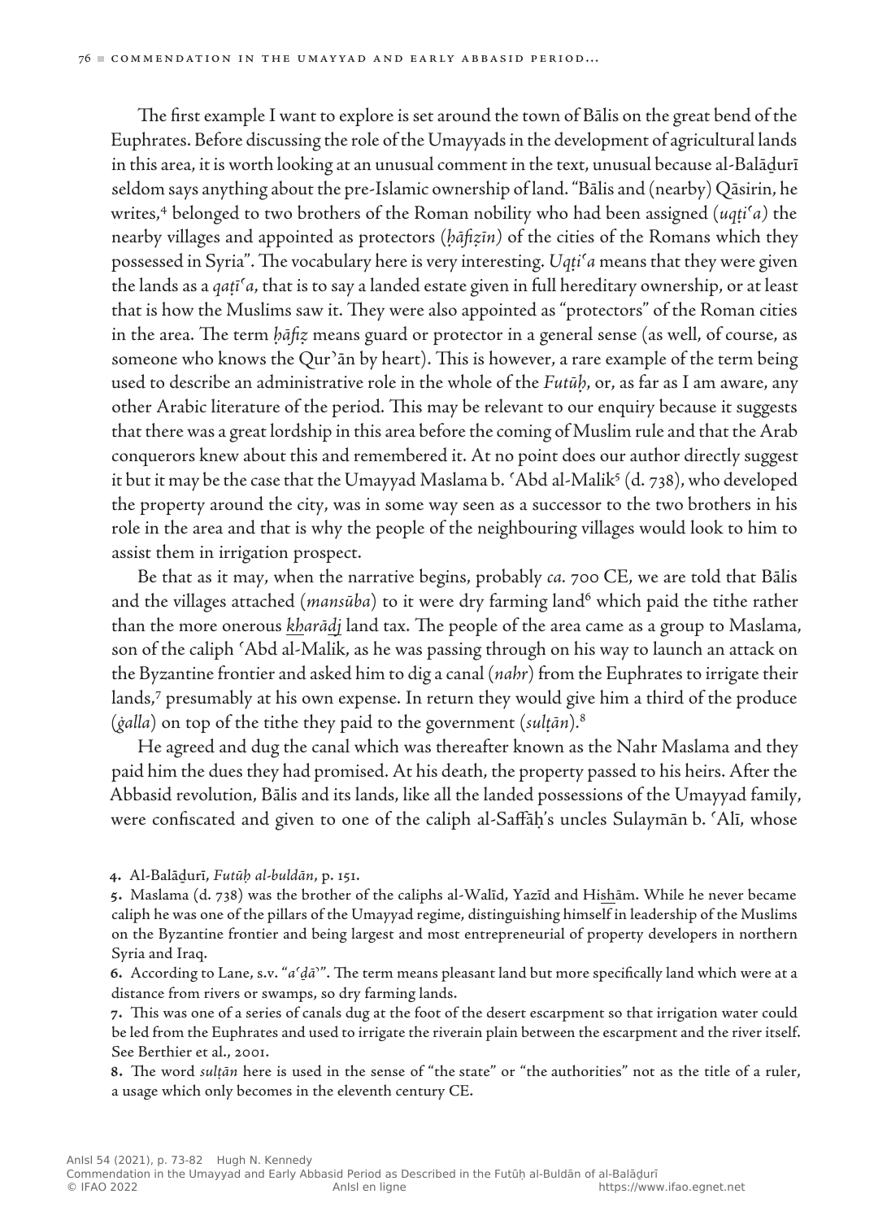The first example I want to explore is set around the town of Bālis on the great bend of the Euphrates. Before discussing the role of the Umayyads in the development of agricultural lands in this area, it is worth looking at an unusual comment in the text, unusual because al-Balāḏurī seldom says anything about the pre-Islamic ownership of land. "Bālis and (nearby) Qāsirin, he writes,[4] belonged to two brothers of the Roman nobility who had been assigned (*uqṭiʿa*) the nearby villages and appointed as protectors (*ḥāfiẓīn*) of the cities of the Romans which they possessed in Syria". The vocabulary here is very interesting. *Uqṭiʿa* means that they were given the lands as a *qaṭīʿa*, that is to say a landed estate given in full hereditary ownership, or at least that is how the Muslims saw it. They were also appointed as "protectors" of the Roman cities in the area. The term *ḥāfiẓ* means guard or protector in a general sense (as well, of course, as someone who knows the Qurʾān by heart). This is however, a rare example of the term being used to describe an administrative role in the whole of the *Futūḥ*, or, as far as I am aware, any other Arabic literature of the period. This may be relevant to our enquiry because it suggests that there was a great lordship in this area before the coming of Muslim rule and that the Arab conquerors knew about this and remembered it. At no point does our author directly suggest it but it may be the case that the Umayyad Maslama b. ʿAbd al-Malik[5] (d. 738), who developed the property around the city, was in some way seen as a successor to the two brothers in his role in the area and that is why the people of the neighbouring villages would look to him to assist them in irrigation prospect.

Be that as it may, when the narrative begins, probably *ca.* 700 CE, we are told that Bālis and the villages attached (*mansūba*) to it were dry farming land[6] which paid the tithe rather than the more onerous *ḵarāḏj* land tax. The people of the area came as a group to Maslama, son of the caliph ʿAbd al-Malik, as he was passing through on his way to launch an attack on the Byzantine frontier and asked him to dig a canal (*nahr*) from the Euphrates to irrigate their lands,[7] presumably at his own expense. In return they would give him a third of the produce (*ġalla*) on top of the tithe they paid to the government (*sulṭān*).[8]

He agreed and dug the canal which was thereafter known as the Nahr Maslama and they paid him the dues they had promised. At his death, the property passed to his heirs. After the Abbasid revolution, Bālis and its lands, like all the landed possessions of the Umayyad family, were confiscated and given to one of the caliph al-Saffāḥ's uncles Sulaymān b. ʿAlī, whose

4. Al-Balāḏurī, *Futūḥ al-buldān*, p. 151.

5. Maslama (d. 738) was the brother of the caliphs al-Walīd, Yazīd and Hišām. While he never became caliph he was one of the pillars of the Umayyad regime, distinguishing himself in leadership of the Muslims on the Byzantine frontier and being largest and most entrepreneurial of property developers in northern Syria and Iraq.

6. According to Lane, s.v. "*aʿḏāʾ*". The term means pleasant land but more specifically land which were at a distance from rivers or swamps, so dry farming lands.

7. This was one of a series of canals dug at the foot of the desert escarpment so that irrigation water could be led from the Euphrates and used to irrigate the riverain plain between the escarpment and the river itself. See Berthier et al., 2001.

8. The word *sulṭān* here is used in the sense of "the state" or "the authorities" not as the title of a ruler, a usage which only becomes in the eleventh century CE.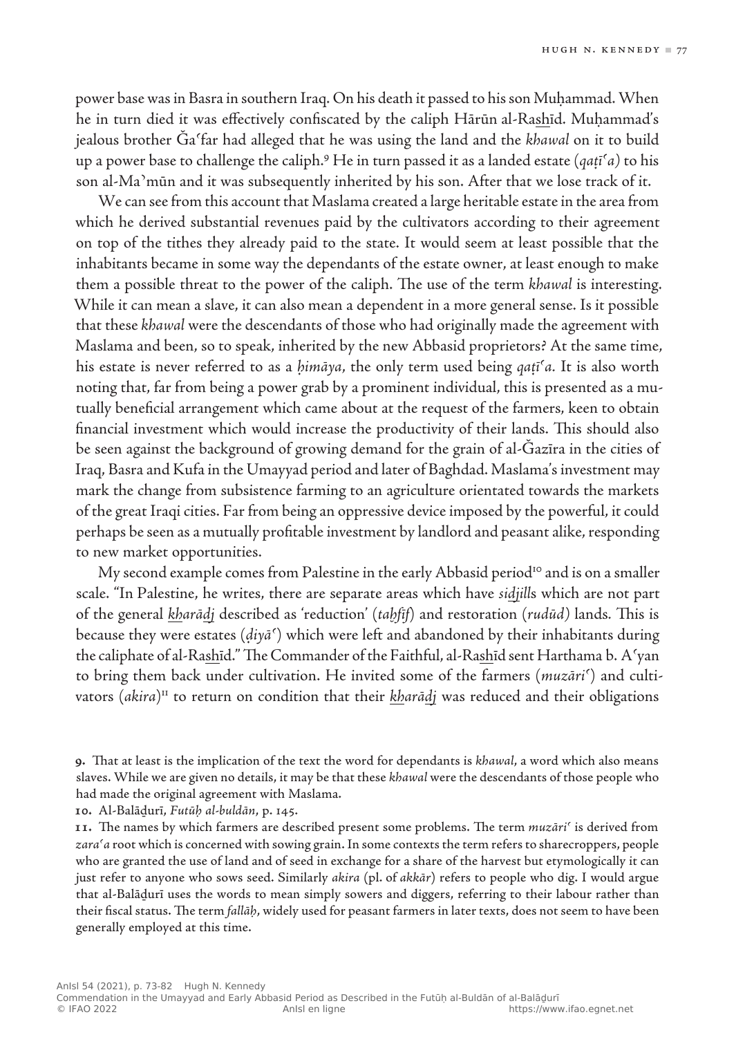power base was in Basra in southern Iraq. On his death it passed to his son Muḥammad. When he in turn died it was effectively confiscated by the caliph Hārūn al-Ra<u>sh</u>īd. Muḥammad's jealous brother Ǧaʿfar had alleged that he was using the land and the *khawal* on it to build up a power base to challenge the caliph.[9] He in turn passed it as a landed estate (*qaṭīʿa*) to his son al-Maʾmūn and it was subsequently inherited by his son. After that we lose track of it.

We can see from this account that Maslama created a large heritable estate in the area from which he derived substantial revenues paid by the cultivators according to their agreement on top of the tithes they already paid to the state. It would seem at least possible that the inhabitants became in some way the dependants of the estate owner, at least enough to make them a possible threat to the power of the caliph. The use of the term *khawal* is interesting. While it can mean a slave, it can also mean a dependent in a more general sense. Is it possible that these *khawal* were the descendants of those who had originally made the agreement with Maslama and been, so to speak, inherited by the new Abbasid proprietors? At the same time, his estate is never referred to as a *ḥimāya*, the only term used being *qaṭīʿa*. It is also worth noting that, far from being a power grab by a prominent individual, this is presented as a mutually beneficial arrangement which came about at the request of the farmers, keen to obtain financial investment which would increase the productivity of their lands. This should also be seen against the background of growing demand for the grain of al-Ǧazīra in the cities of Iraq, Basra and Kufa in the Umayyad period and later of Baghdad. Maslama's investment may mark the change from subsistence farming to an agriculture orientated towards the markets of the great Iraqi cities. Far from being an oppressive device imposed by the powerful, it could perhaps be seen as a mutually profitable investment by landlord and peasant alike, responding to new market opportunities.

My second example comes from Palestine in the early Abbasid period[10] and is on a smaller scale. "In Palestine, he writes, there are separate areas which have *si<u>dj</u>ill*s which are not part of the general *<u>kh</u>arā<u>dj</u>* described as 'reduction' (*taḫfīf*) and restoration (*rudūd*) lands. This is because they were estates (*ḍiyāʿ*) which were left and abandoned by their inhabitants during the caliphate of al-Ra<u>sh</u>īd." The Commander of the Faithful, al-Ra<u>sh</u>īd sent Harthama b. Aʿyan to bring them back under cultivation. He invited some of the farmers (*muzāriʿ*) and cultivators (*akira*)[11] to return on condition that their *<u>kh</u>arā<u>dj</u>* was reduced and their obligations

9. That at least is the implication of the text the word for dependants is *khawal*, a word which also means slaves. While we are given no details, it may be that these *khawal* were the descendants of those people who had made the original agreement with Maslama.

10. Al-Balāḏurī, *Futūḥ al-buldān*, p. 145.

11. The names by which farmers are described present some problems. The term *muzāriʿ* is derived from *zaraʿa* root which is concerned with sowing grain. In some contexts the term refers to sharecroppers, people who are granted the use of land and of seed in exchange for a share of the harvest but etymologically it can just refer to anyone who sows seed. Similarly *akira* (pl. of *akkār*) refers to people who dig. I would argue that al-Balāḏurī uses the words to mean simply sowers and diggers, referring to their labour rather than their fiscal status. The term *fallāḥ*, widely used for peasant farmers in later texts, does not seem to have been generally employed at this time.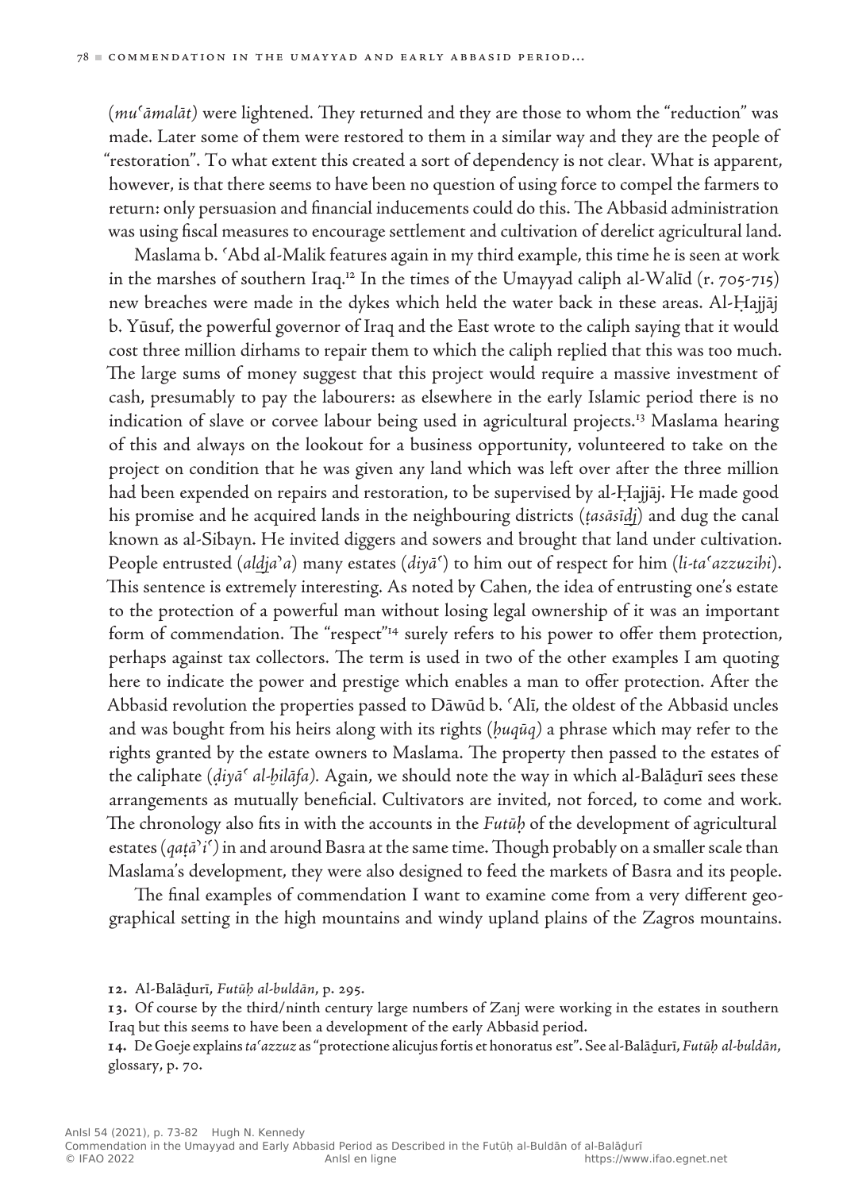(*muʿāmalāt*) were lightened. They returned and they are those to whom the "reduction" was made. Later some of them were restored to them in a similar way and they are the people of "restoration". To what extent this created a sort of dependency is not clear. What is apparent, however, is that there seems to have been no question of using force to compel the farmers to return: only persuasion and financial inducements could do this. The Abbasid administration was using fiscal measures to encourage settlement and cultivation of derelict agricultural land.

Maslama b. ʿAbd al-Malik features again in my third example, this time he is seen at work in the marshes of southern Iraq.[12] In the times of the Umayyad caliph al-Walīd (r. 705-715) new breaches were made in the dykes which held the water back in these areas. Al-Ḥajjāj b. Yūsuf, the powerful governor of Iraq and the East wrote to the caliph saying that it would cost three million dirhams to repair them to which the caliph replied that this was too much. The large sums of money suggest that this project would require a massive investment of cash, presumably to pay the labourers: as elsewhere in the early Islamic period there is no indication of slave or corvee labour being used in agricultural projects.[13] Maslama hearing of this and always on the lookout for a business opportunity, volunteered to take on the project on condition that he was given any land which was left over after the three million had been expended on repairs and restoration, to be supervised by al-Ḥajjāj. He made good his promise and he acquired lands in the neighbouring districts (*ṭasāsīḏj*) and dug the canal known as al-Sibayn. He invited diggers and sowers and brought that land under cultivation. People entrusted (*alḏjaʾa*) many estates (*diyāʿ*) to him out of respect for him (*li-taʿazzuzihi*). This sentence is extremely interesting. As noted by Cahen, the idea of entrusting one's estate to the protection of a powerful man without losing legal ownership of it was an important form of commendation. The "respect"[14] surely refers to his power to offer them protection, perhaps against tax collectors. The term is used in two of the other examples I am quoting here to indicate the power and prestige which enables a man to offer protection. After the Abbasid revolution the properties passed to Dāwūd b. ʿAlī, the oldest of the Abbasid uncles and was bought from his heirs along with its rights (*ḥuqūq*) a phrase which may refer to the rights granted by the estate owners to Maslama. The property then passed to the estates of the caliphate (*ḍiyāʿ al-ḫilāfa*). Again, we should note the way in which al-Balāḏurī sees these arrangements as mutually beneficial. Cultivators are invited, not forced, to come and work. The chronology also fits in with the accounts in the *Futūḥ* of the development of agricultural estates (*qaṭāʾiʿ*) in and around Basra at the same time. Though probably on a smaller scale than Maslama's development, they were also designed to feed the markets of Basra and its people.

The final examples of commendation I want to examine come from a very different geographical setting in the high mountains and windy upland plains of the Zagros mountains.

12. Al-Balāḏurī, *Futūḥ al-buldān*, p. 295.

13. Of course by the third/ninth century large numbers of Zanj were working in the estates in southern Iraq but this seems to have been a development of the early Abbasid period.

14. De Goeje explains *taʿazzuz* as "protectione alicujus fortis et honoratus est". See al-Balāḏurī, *Futūḥ al-buldān*, glossary, p. 70.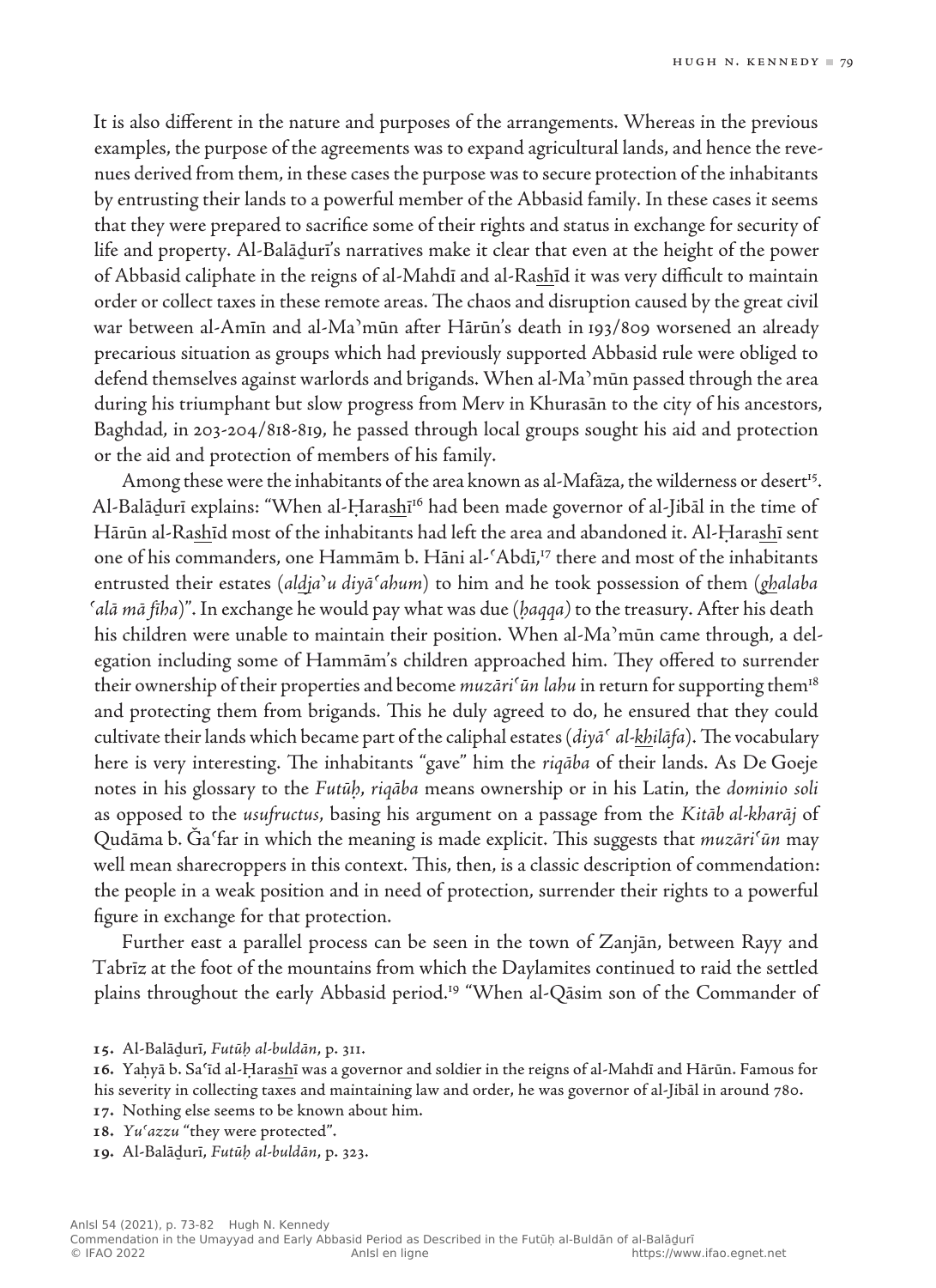It is also different in the nature and purposes of the arrangements. Whereas in the previous examples, the purpose of the agreements was to expand agricultural lands, and hence the revenues derived from them, in these cases the purpose was to secure protection of the inhabitants by entrusting their lands to a powerful member of the Abbasid family. In these cases it seems that they were prepared to sacrifice some of their rights and status in exchange for security of life and property. Al-Balāḏurī's narratives make it clear that even at the height of the power of Abbasid caliphate in the reigns of al-Mahdī and al-Ras͟hīd it was very difficult to maintain order or collect taxes in these remote areas. The chaos and disruption caused by the great civil war between al-Amīn and al-Maʾmūn after Hārūn's death in 193/809 worsened an already precarious situation as groups which had previously supported Abbasid rule were obliged to defend themselves against warlords and brigands. When al-Maʾmūn passed through the area during his triumphant but slow progress from Merv in Khurasān to the city of his ancestors, Baghdad, in 203-204/818-819, he passed through local groups sought his aid and protection or the aid and protection of members of his family.

Among these were the inhabitants of the area known as al-Mafāza, the wilderness or desert[15]. Al-Balāḏurī explains: "When al-Ḥaras͟hī[16] had been made governor of al-Jibāl in the time of Hārūn al-Ras͟hīd most of the inhabitants had left the area and abandoned it. Al-Ḥaras͟hī sent one of his commanders, one Hammām b. Hāni al-ʿAbdī,[17] there and most of the inhabitants entrusted their estates (*ald͟jaʾu diyāʿahum*) to him and he took possession of them (*g͟halaba ʿalā mā fīha*)". In exchange he would pay what was due (*ḥaqqa)* to the treasury. After his death his children were unable to maintain their position. When al-Maʾmūn came through, a delegation including some of Hammām's children approached him. They offered to surrender their ownership of their properties and become *muzāriʿūn lahu* in return for supporting them[18] and protecting them from brigands. This he duly agreed to do, he ensured that they could cultivate their lands which became part of the caliphal estates (*diyāʿ al-k͟hilāfa*). The vocabulary here is very interesting. The inhabitants "gave" him the *riqāba* of their lands. As De Goeje notes in his glossary to the *Futūḥ*, *riqāba* means ownership or in his Latin, the *dominio soli* as opposed to the *usufructus*, basing his argument on a passage from the *Kitāb al-kharāj* of Qudāma b. Ǧaʿfar in which the meaning is made explicit. This suggests that *muzāriʿūn* may well mean sharecroppers in this context. This, then, is a classic description of commendation: the people in a weak position and in need of protection, surrender their rights to a powerful figure in exchange for that protection.

Further east a parallel process can be seen in the town of Zanjān, between Rayy and Tabrīz at the foot of the mountains from which the Daylamites continued to raid the settled plains throughout the early Abbasid period.[19] "When al-Qāsim son of the Commander of

15. Al-Balāḏurī, *Futūḥ al-buldān*, p. 311.

16. Yaḥyā b. Saʿīd al-Ḥaras͟hī was a governor and soldier in the reigns of al-Mahdī and Hārūn. Famous for his severity in collecting taxes and maintaining law and order, he was governor of al-Jibāl in around 780.

17. Nothing else seems to be known about him.

18. *Yuʿazzu* "they were protected".

19. Al-Balāḏurī, *Futūḥ al-buldān*, p. 323.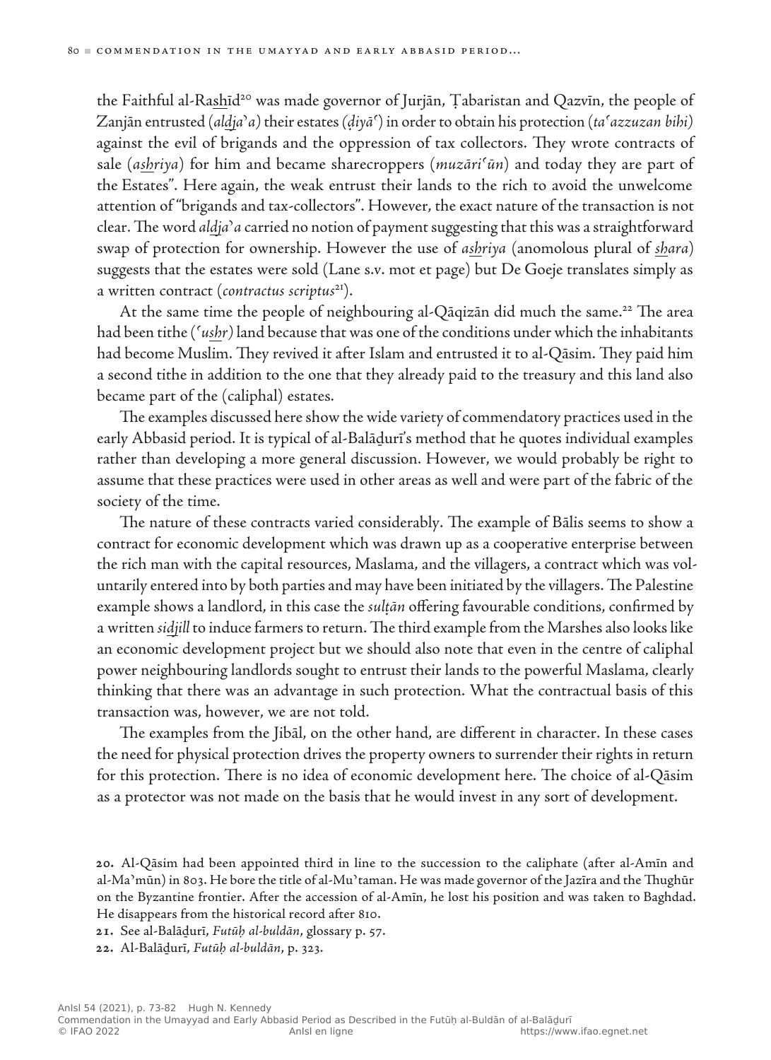the Faithful al-Ra<u>sh</u>īd[20] was made governor of Jurjān, Ṭabaristan and Qazvīn, the people of Zanjān entrusted (*al<u>dj</u>aʾa*) their estates (*ḍiyāʿ*) in order to obtain his protection (*taʿazzuzan bihi*) against the evil of brigands and the oppression of tax collectors. They wrote contracts of sale (*a<u>sh</u>riya*) for him and became sharecroppers (*muzāriʿūn*) and today they are part of the Estates". Here again, the weak entrust their lands to the rich to avoid the unwelcome attention of "brigands and tax-collectors". However, the exact nature of the transaction is not clear. The word *al<u>dj</u>aʾa* carried no notion of payment suggesting that this was a straightforward swap of protection for ownership. However the use of *a<u>sh</u>riya* (anomolous plural of *<u>sh</u>ara*) suggests that the estates were sold (Lane s.v. mot et page) but De Goeje translates simply as a written contract (*contractus scriptus*[21]).

At the same time the people of neighbouring al-Qāqizān did much the same.[22] The area had been tithe (*ʿu<u>sh</u>r*) land because that was one of the conditions under which the inhabitants had become Muslim. They revived it after Islam and entrusted it to al-Qāsim. They paid him a second tithe in addition to the one that they already paid to the treasury and this land also became part of the (caliphal) estates.

The examples discussed here show the wide variety of commendatory practices used in the early Abbasid period. It is typical of al-Balāḏurī's method that he quotes individual examples rather than developing a more general discussion. However, we would probably be right to assume that these practices were used in other areas as well and were part of the fabric of the society of the time.

The nature of these contracts varied considerably. The example of Bālis seems to show a contract for economic development which was drawn up as a cooperative enterprise between the rich man with the capital resources, Maslama, and the villagers, a contract which was voluntarily entered into by both parties and may have been initiated by the villagers. The Palestine example shows a landlord, in this case the *sulṭān* offering favourable conditions, confirmed by a written *si<u>dj</u>ill* to induce farmers to return. The third example from the Marshes also looks like an economic development project but we should also note that even in the centre of caliphal power neighbouring landlords sought to entrust their lands to the powerful Maslama, clearly thinking that there was an advantage in such protection. What the contractual basis of this transaction was, however, we are not told.

The examples from the Jibāl, on the other hand, are different in character. In these cases the need for physical protection drives the property owners to surrender their rights in return for this protection. There is no idea of economic development here. The choice of al-Qāsim as a protector was not made on the basis that he would invest in any sort of development.

**20.** Al-Qāsim had been appointed third in line to the succession to the caliphate (after al-Amīn and al-Ma'mūn) in 803. He bore the title of al-Mu'taman. He was made governor of the Jazīra and the Thughūr on the Byzantine frontier. After the accession of al-Amīn, he lost his position and was taken to Baghdad. He disappears from the historical record after 810.

**21.** See al-Balāḏurī, *Futūḥ al-buldān*, glossary p. 57.

**22.** Al-Balāḏurī, *Futūḥ al-buldān*, p. 323.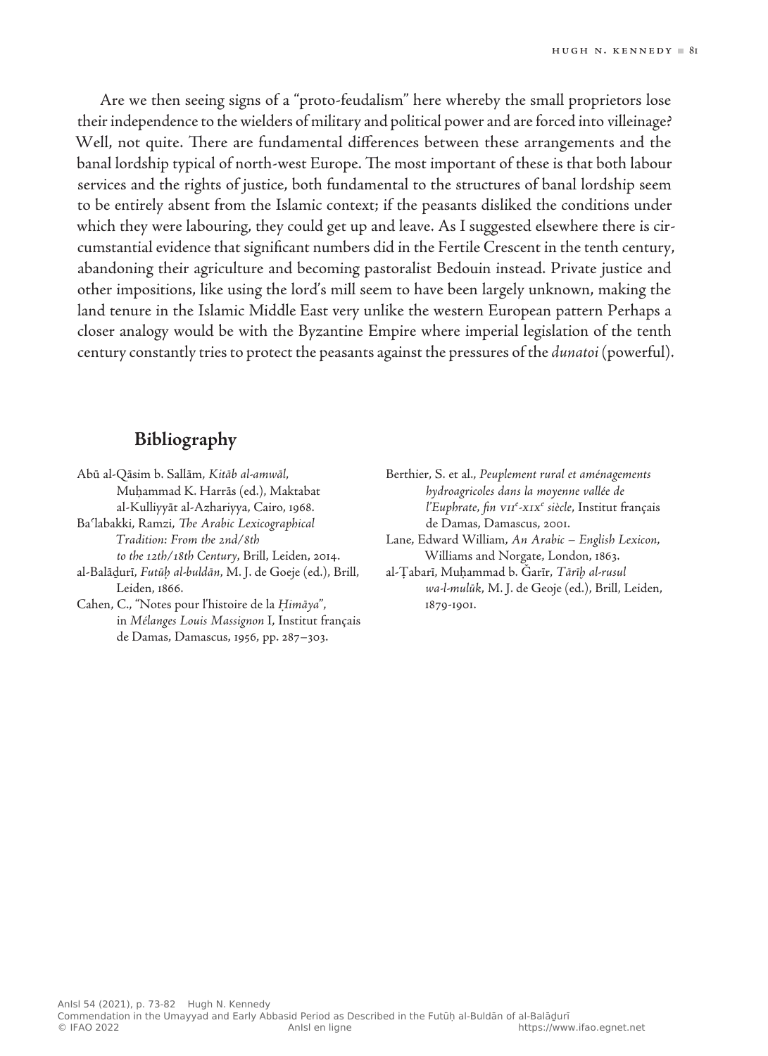Are we then seeing signs of a "proto-feudalism" here whereby the small proprietors lose their independence to the wielders of military and political power and are forced into villeinage? Well, not quite. There are fundamental differences between these arrangements and the banal lordship typical of north-west Europe. The most important of these is that both labour services and the rights of justice, both fundamental to the structures of banal lordship seem to be entirely absent from the Islamic context; if the peasants disliked the conditions under which they were labouring, they could get up and leave. As I suggested elsewhere there is circumstantial evidence that significant numbers did in the Fertile Crescent in the tenth century, abandoning their agriculture and becoming pastoralist Bedouin instead. Private justice and other impositions, like using the lord's mill seem to have been largely unknown, making the land tenure in the Islamic Middle East very unlike the western European pattern Perhaps a closer analogy would be with the Byzantine Empire where imperial legislation of the tenth century constantly tries to protect the peasants against the pressures of the *dunatoi* (powerful).

## Bibliography

Abū al-Qāsim b. Sallām, *Kitāb al-amwāl*, Muḥammad K. Harrās (ed.), Maktabat al-Kulliyyāt al-Azhariyya, Cairo, 1968.

Baʿlabakki, Ramzi, *The Arabic Lexicographical Tradition: From the 2nd/8th to the 12th/18th Century*, Brill, Leiden, 2014.

al-Balāḏurī, *Futūḥ al-buldān*, M. J. de Goeje (ed.), Brill, Leiden, 1866.

Cahen, C., "Notes pour l'histoire de la *Ḥimāya*", in *Mélanges Louis Massignon* I, Institut français de Damas, Damascus, 1956, pp. 287–303.

Berthier, S. et al., *Peuplement rural et aménagements hydroagricoles dans la moyenne vallée de l'Euphrate, fin VII^e-XIX^e siècle*, Institut français de Damas, Damascus, 2001.

Lane, Edward William, *An Arabic – English Lexicon*, Williams and Norgate, London, 1863.

al-Ṭabarī, Muḥammad b. Ǧarīr, *Tārīḫ al-rusul wa-l-mulūk*, M. J. de Geoje (ed.), Brill, Leiden, 1879-1901.